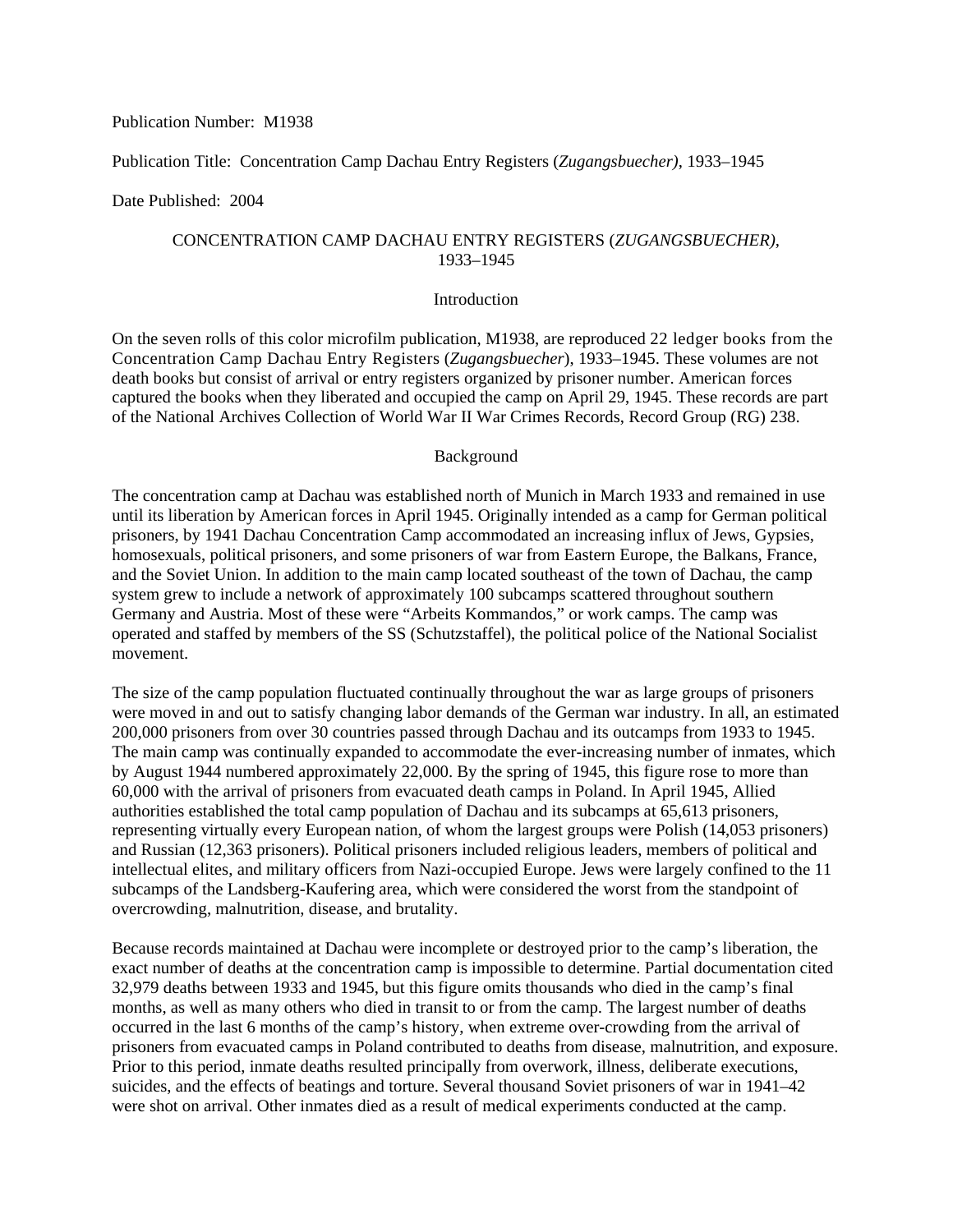Publication Number: M1938

Publication Title: Concentration Camp Dachau Entry Registers (*Zugangsbuecher)*, 1933–1945

Date Published: 2004

# CONCENTRATION CAMP DACHAU ENTRY REGISTERS (*ZUGANGSBUECHER)*, 1933–1945

## Introduction

On the seven rolls of this color microfilm publication, M1938, are reproduced 22 ledger books from the Concentration Camp Dachau Entry Registers (*Zugangsbuecher*), 1933–1945. These volumes are not death books but consist of arrival or entry registers organized by prisoner number. American forces captured the books when they liberated and occupied the camp on April 29, 1945. These records are part of the National Archives Collection of World War II War Crimes Records, Record Group (RG) 238.

## Background

The concentration camp at Dachau was established north of Munich in March 1933 and remained in use until its liberation by American forces in April 1945. Originally intended as a camp for German political prisoners, by 1941 Dachau Concentration Camp accommodated an increasing influx of Jews, Gypsies, homosexuals, political prisoners, and some prisoners of war from Eastern Europe, the Balkans, France, and the Soviet Union. In addition to the main camp located southeast of the town of Dachau, the camp system grew to include a network of approximately 100 subcamps scattered throughout southern Germany and Austria. Most of these were "Arbeits Kommandos," or work camps. The camp was operated and staffed by members of the SS (Schutzstaffel), the political police of the National Socialist movement.

The size of the camp population fluctuated continually throughout the war as large groups of prisoners were moved in and out to satisfy changing labor demands of the German war industry. In all, an estimated 200,000 prisoners from over 30 countries passed through Dachau and its outcamps from 1933 to 1945. The main camp was continually expanded to accommodate the ever-increasing number of inmates, which by August 1944 numbered approximately 22,000. By the spring of 1945, this figure rose to more than 60,000 with the arrival of prisoners from evacuated death camps in Poland. In April 1945, Allied authorities established the total camp population of Dachau and its subcamps at 65,613 prisoners, representing virtually every European nation, of whom the largest groups were Polish (14,053 prisoners) and Russian (12,363 prisoners). Political prisoners included religious leaders, members of political and intellectual elites, and military officers from Nazi-occupied Europe. Jews were largely confined to the 11 subcamps of the Landsberg-Kaufering area, which were considered the worst from the standpoint of overcrowding, malnutrition, disease, and brutality.

Because records maintained at Dachau were incomplete or destroyed prior to the camp's liberation, the exact number of deaths at the concentration camp is impossible to determine. Partial documentation cited 32,979 deaths between 1933 and 1945, but this figure omits thousands who died in the camp's final months, as well as many others who died in transit to or from the camp. The largest number of deaths occurred in the last 6 months of the camp's history, when extreme over-crowding from the arrival of prisoners from evacuated camps in Poland contributed to deaths from disease, malnutrition, and exposure. Prior to this period, inmate deaths resulted principally from overwork, illness, deliberate executions, suicides, and the effects of beatings and torture. Several thousand Soviet prisoners of war in 1941–42 were shot on arrival. Other inmates died as a result of medical experiments conducted at the camp.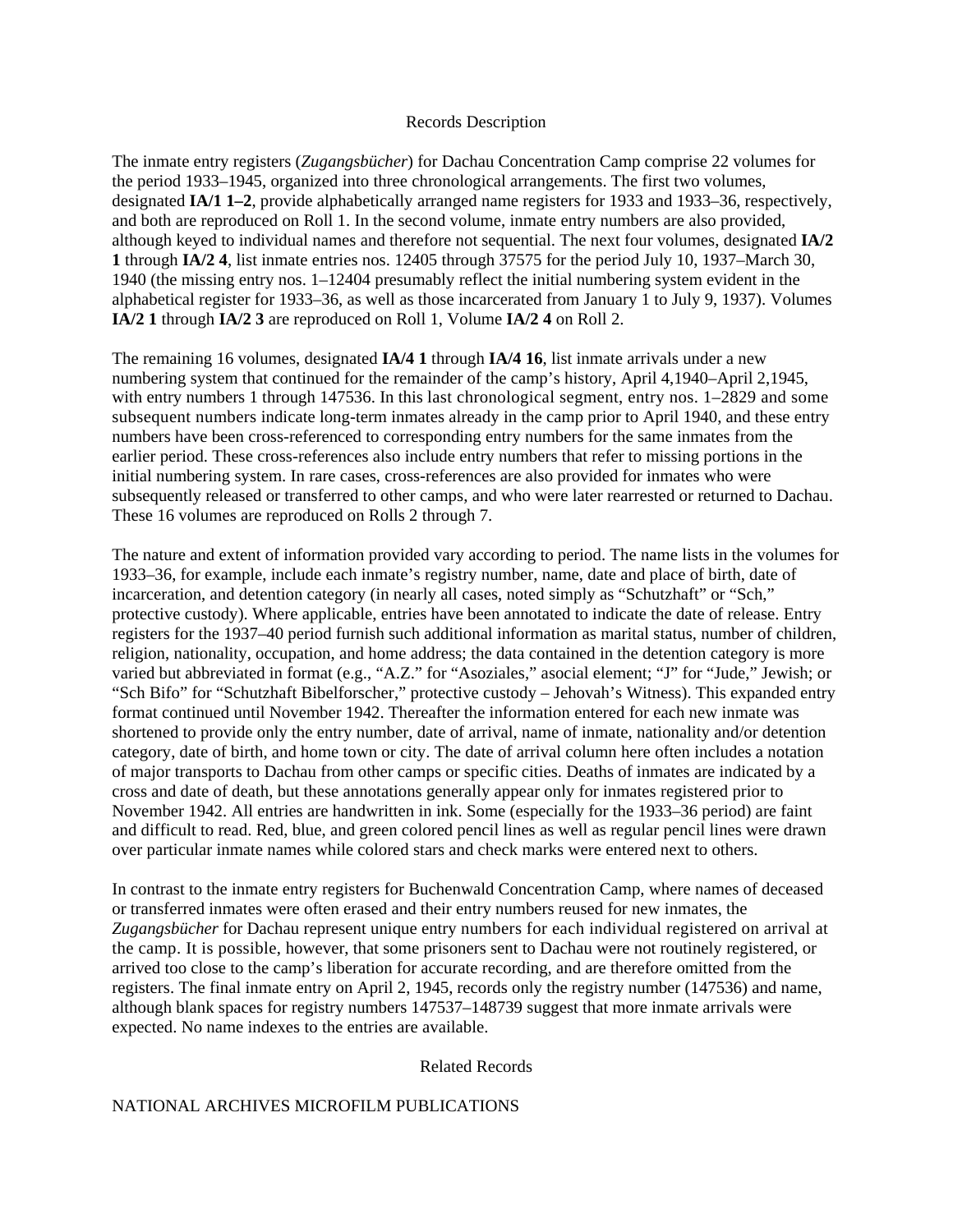## Records Description

The inmate entry registers (*Zugangsbücher*) for Dachau Concentration Camp comprise 22 volumes for the period 1933–1945, organized into three chronological arrangements. The first two volumes, designated **IA/1 1–2**, provide alphabetically arranged name registers for 1933 and 1933–36, respectively, and both are reproduced on Roll 1. In the second volume, inmate entry numbers are also provided, although keyed to individual names and therefore not sequential. The next four volumes, designated **IA/2 1** through **IA/2 4**, list inmate entries nos. 12405 through 37575 for the period July 10, 1937–March 30, 1940 (the missing entry nos. 1–12404 presumably reflect the initial numbering system evident in the alphabetical register for 1933–36, as well as those incarcerated from January 1 to July 9, 1937). Volumes **IA/2 1** through **IA/2 3** are reproduced on Roll 1, Volume **IA/2 4** on Roll 2.

The remaining 16 volumes, designated **IA/4 1** through **IA/4 16**, list inmate arrivals under a new numbering system that continued for the remainder of the camp's history, April 4,1940–April 2,1945, with entry numbers 1 through 147536. In this last chronological segment, entry nos. 1–2829 and some subsequent numbers indicate long-term inmates already in the camp prior to April 1940, and these entry numbers have been cross-referenced to corresponding entry numbers for the same inmates from the earlier period. These cross-references also include entry numbers that refer to missing portions in the initial numbering system. In rare cases, cross-references are also provided for inmates who were subsequently released or transferred to other camps, and who were later rearrested or returned to Dachau. These 16 volumes are reproduced on Rolls 2 through 7.

The nature and extent of information provided vary according to period. The name lists in the volumes for 1933–36, for example, include each inmate's registry number, name, date and place of birth, date of incarceration, and detention category (in nearly all cases, noted simply as "Schutzhaft" or "Sch," protective custody). Where applicable, entries have been annotated to indicate the date of release. Entry registers for the 1937–40 period furnish such additional information as marital status, number of children, religion, nationality, occupation, and home address; the data contained in the detention category is more varied but abbreviated in format (e.g., "A.Z." for "Asoziales," asocial element; "J" for "Jude," Jewish; or "Sch Bifo" for "Schutzhaft Bibelforscher," protective custody – Jehovah's Witness). This expanded entry format continued until November 1942. Thereafter the information entered for each new inmate was shortened to provide only the entry number, date of arrival, name of inmate, nationality and/or detention category, date of birth, and home town or city. The date of arrival column here often includes a notation of major transports to Dachau from other camps or specific cities. Deaths of inmates are indicated by a cross and date of death, but these annotations generally appear only for inmates registered prior to November 1942. All entries are handwritten in ink. Some (especially for the 1933–36 period) are faint and difficult to read. Red, blue, and green colored pencil lines as well as regular pencil lines were drawn over particular inmate names while colored stars and check marks were entered next to others.

In contrast to the inmate entry registers for Buchenwald Concentration Camp, where names of deceased or transferred inmates were often erased and their entry numbers reused for new inmates, the *Zugangsbücher* for Dachau represent unique entry numbers for each individual registered on arrival at the camp. It is possible, however, that some prisoners sent to Dachau were not routinely registered, or arrived too close to the camp's liberation for accurate recording, and are therefore omitted from the registers. The final inmate entry on April 2, 1945, records only the registry number (147536) and name, although blank spaces for registry numbers 147537–148739 suggest that more inmate arrivals were expected. No name indexes to the entries are available.

## Related Records

NATIONAL ARCHIVES MICROFILM PUBLICATIONS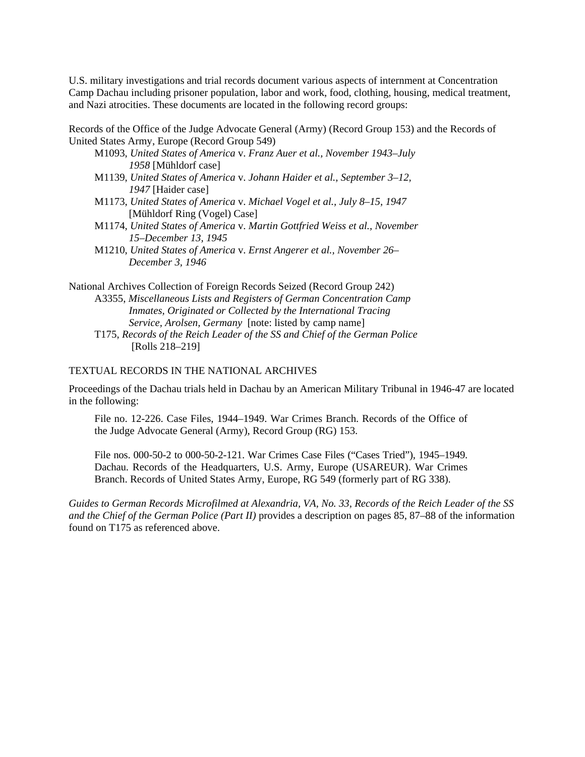U.S. military investigations and trial records document various aspects of internment at Concentration Camp Dachau including prisoner population, labor and work, food, clothing, housing, medical treatment, and Nazi atrocities. These documents are located in the following record groups:

Records of the Office of the Judge Advocate General (Army) (Record Group 153) and the Records of United States Army, Europe (Record Group 549)

- M1093, *United States of America* v. *Franz Auer et al., November 1943–July 1958* [Mühldorf case]
- M1139, *United States of America* v. *Johann Haider et al., September 3–12, 1947* [Haider case]
- M1173, *United States of America* v. *Michael Vogel et al., July 8–15, 1947* [Mühldorf Ring (Vogel) Case]
- M1174, *United States of America* v. *Martin Gottfried Weiss et al., November 15–December 13, 1945*
- M1210, *United States of America* v. *Ernst Angerer et al., November 26–December 3, 1946*

National Archives Collection of Foreign Records Seized (Record Group 242)

- A3355, *Miscellaneous Lists and Registers of German Concentration Camp Inmates, Originated or Collected by the International Tracing Service, Arolsen, Germany* [note: listed by camp name]
- T175, *Records of the Reich Leader of the SS and Chief of the German Police* [Rolls 218–219]

## TEXTUAL RECORDS IN THE NATIONAL ARCHIVES

Proceedings of the Dachau trials held in Dachau by an American Military Tribunal in 1946-47 are located in the following:

> File no. 12-226. Case Files, 1944–1949. War Crimes Branch. Records of the Office of the Judge Advocate General (Army), Record Group (RG) 153.
>
> File nos. 000-50-2 to 000-50-2-121. War Crimes Case Files ("Cases Tried"), 1945–1949. Dachau. Records of the Headquarters, U.S. Army, Europe (USAREUR). War Crimes Branch. Records of United States Army, Europe, RG 549 (formerly part of RG 338).

*Guides to German Records Microfilmed at Alexandria, VA, No. 33, Records of the Reich Leader of the SS and the Chief of the German Police (Part II)* provides a description on pages 85, 87–88 of the information found on T175 as referenced above.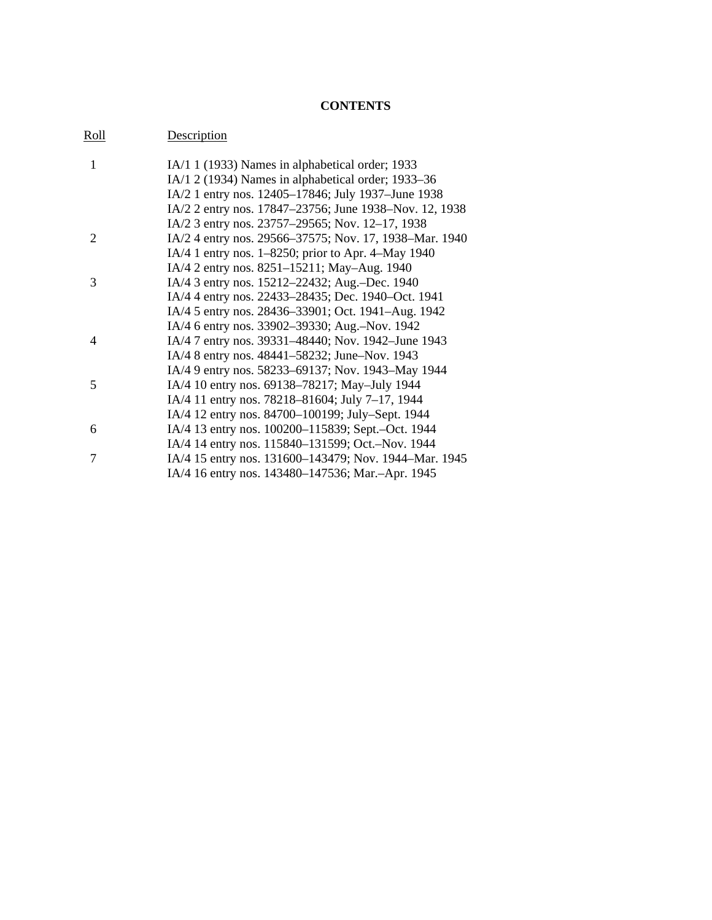# CONTENTS

| Roll | Description |
|---|---|
| 1 | IA/1 1 (1933) Names in alphabetical order; 1933 |
| | IA/1 2 (1934) Names in alphabetical order; 1933–36 |
| | IA/2 1 entry nos. 12405–17846; July 1937–June 1938 |
| | IA/2 2 entry nos. 17847–23756; June 1938–Nov. 12, 1938 |
| | IA/2 3 entry nos. 23757–29565; Nov. 12–17, 1938 |
| 2 | IA/2 4 entry nos. 29566–37575; Nov. 17, 1938–Mar. 1940 |
| | IA/4 1 entry nos. 1–8250; prior to Apr. 4–May 1940 |
| | IA/4 2 entry nos. 8251–15211; May–Aug. 1940 |
| 3 | IA/4 3 entry nos. 15212–22432; Aug.–Dec. 1940 |
| | IA/4 4 entry nos. 22433–28435; Dec. 1940–Oct. 1941 |
| | IA/4 5 entry nos. 28436–33901; Oct. 1941–Aug. 1942 |
| | IA/4 6 entry nos. 33902–39330; Aug.–Nov. 1942 |
| 4 | IA/4 7 entry nos. 39331–48440; Nov. 1942–June 1943 |
| | IA/4 8 entry nos. 48441–58232; June–Nov. 1943 |
| | IA/4 9 entry nos. 58233–69137; Nov. 1943–May 1944 |
| 5 | IA/4 10 entry nos. 69138–78217; May–July 1944 |
| | IA/4 11 entry nos. 78218–81604; July 7–17, 1944 |
| | IA/4 12 entry nos. 84700–100199; July–Sept. 1944 |
| 6 | IA/4 13 entry nos. 100200–115839; Sept.–Oct. 1944 |
| | IA/4 14 entry nos. 115840–131599; Oct.–Nov. 1944 |
| 7 | IA/4 15 entry nos. 131600–143479; Nov. 1944–Mar. 1945 |
| | IA/4 16 entry nos. 143480–147536; Mar.–Apr. 1945 |